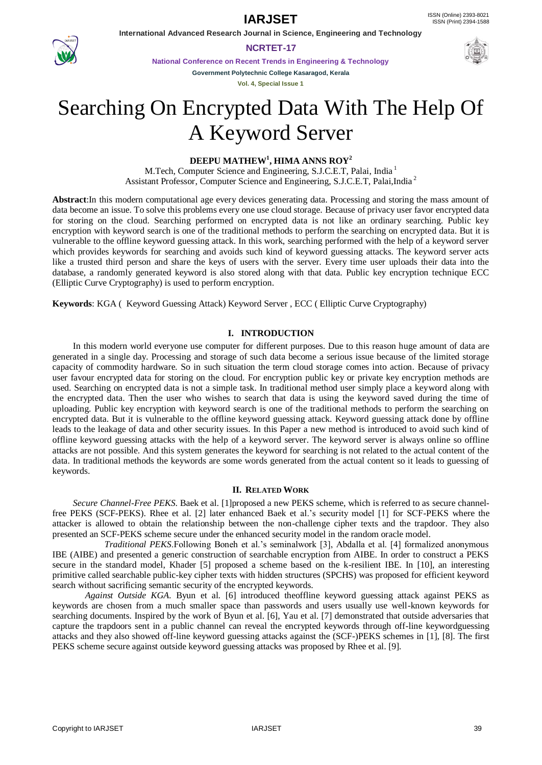# Searching On Encrypted Data With The Help Of A Keyword Server

**DEEPU MATHEW[1], HIMA ANNS ROY[2]**

M.Tech, Computer Science and Engineering, S.J.C.E.T, Palai, India [1]

Assistant Professor, Computer Science and Engineering, S.J.C.E.T, Palai,India [2]

**Abstract**:In this modern computational age every devices generating data. Processing and storing the mass amount of data become an issue. To solve this problems every one use cloud storage. Because of privacy user favor encrypted data for storing on the cloud. Searching performed on encrypted data is not like an ordinary searching. Public key encryption with keyword search is one of the traditional methods to perform the searching on encrypted data. But it is vulnerable to the offline keyword guessing attack. In this work, searching performed with the help of a keyword server which provides keywords for searching and avoids such kind of keyword guessing attacks. The keyword server acts like a trusted third person and share the keys of users with the server. Every time user uploads their data into the database, a randomly generated keyword is also stored along with that data. Public key encryption technique ECC (Elliptic Curve Cryptography) is used to perform encryption.

**Keywords**: KGA ( Keyword Guessing Attack) Keyword Server , ECC ( Elliptic Curve Cryptography)

## I. INTRODUCTION

In this modern world everyone use computer for different purposes. Due to this reason huge amount of data are generated in a single day. Processing and storage of such data become a serious issue because of the limited storage capacity of commodity hardware. So in such situation the term cloud storage comes into action. Because of privacy user favour encrypted data for storing on the cloud. For encryption public key or private key encryption methods are used. Searching on encrypted data is not a simple task. In traditional method user simply place a keyword along with the encrypted data. Then the user who wishes to search that data is using the keyword saved during the time of uploading. Public key encryption with keyword search is one of the traditional methods to perform the searching on encrypted data. But it is vulnerable to the offline keyword guessing attack. Keyword guessing attack done by offline leads to the leakage of data and other security issues. In this Paper a new method is introduced to avoid such kind of offline keyword guessing attacks with the help of a keyword server. The keyword server is always online so offline attacks are not possible. And this system generates the keyword for searching is not related to the actual content of the data. In traditional methods the keywords are some words generated from the actual content so it leads to guessing of keywords.

## II. RELATED WORK

*Secure Channel-Free PEKS.* Baek et al. [1]proposed a new PEKS scheme, which is referred to as secure channel-free PEKS (SCF-PEKS). Rhee et al. [2] later enhanced Baek et al.'s security model [1] for SCF-PEKS where the attacker is allowed to obtain the relationship between the non-challenge cipher texts and the trapdoor. They also presented an SCF-PEKS scheme secure under the enhanced security model in the random oracle model.

*Traditional PEKS.*Following Boneh et al.'s seminalwork [3], Abdalla et al. [4] formalized anonymous IBE (AIBE) and presented a generic construction of searchable encryption from AIBE. In order to construct a PEKS secure in the standard model, Khader [5] proposed a scheme based on the k-resilient IBE. In [10], an interesting primitive called searchable public-key cipher texts with hidden structures (SPCHS) was proposed for efficient keyword search without sacrificing semantic security of the encrypted keywords.

*Against Outside KGA.* Byun et al. [6] introduced theoffline keyword guessing attack against PEKS as keywords are chosen from a much smaller space than passwords and users usually use well-known keywords for searching documents. Inspired by the work of Byun et al. [6], Yau et al. [7] demonstrated that outside adversaries that capture the trapdoors sent in a public channel can reveal the encrypted keywords through off-line keywordguessing attacks and they also showed off-line keyword guessing attacks against the (SCF-)PEKS schemes in [1], [8]. The first PEKS scheme secure against outside keyword guessing attacks was proposed by Rhee et al. [9].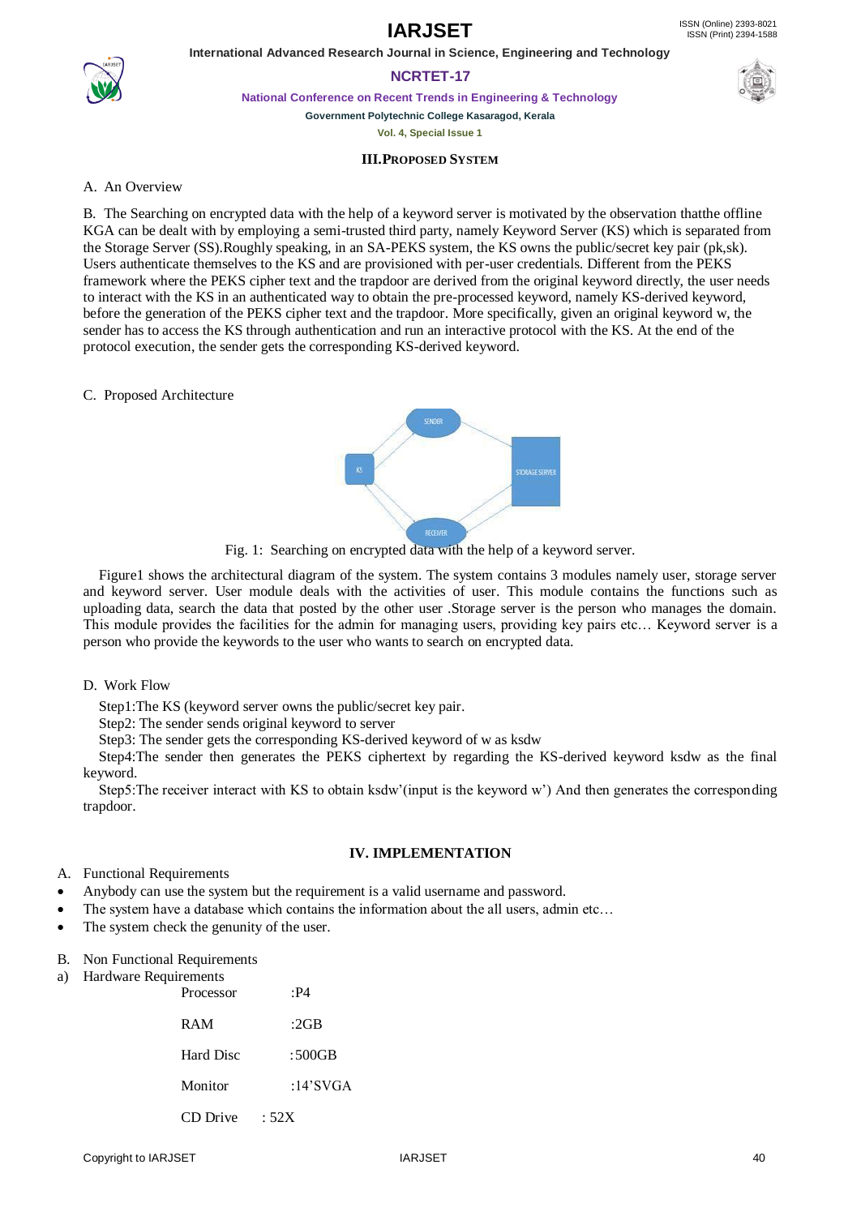## III.PROPOSED SYSTEM

A. An Overview

B. The Searching on encrypted data with the help of a keyword server is motivated by the observation thatthe offline KGA can be dealt with by employing a semi-trusted third party, namely Keyword Server (KS) which is separated from the Storage Server (SS).Roughly speaking, in an SA-PEKS system, the KS owns the public/secret key pair (pk,sk). Users authenticate themselves to the KS and are provisioned with per-user credentials. Different from the PEKS framework where the PEKS cipher text and the trapdoor are derived from the original keyword directly, the user needs to interact with the KS in an authenticated way to obtain the pre-processed keyword, namely KS-derived keyword, before the generation of the PEKS cipher text and the trapdoor. More specifically, given an original keyword w, the sender has to access the KS through authentication and run an interactive protocol with the KS. At the end of the protocol execution, the sender gets the corresponding KS-derived keyword.

C. Proposed Architecture

Fig. 1: Searching on encrypted data with the help of a keyword server.

Figure1 shows the architectural diagram of the system. The system contains 3 modules namely user, storage server and keyword server. User module deals with the activities of user. This module contains the functions such as uploading data, search the data that posted by the other user .Storage server is the person who manages the domain. This module provides the facilities for the admin for managing users, providing key pairs etc… Keyword server is a person who provide the keywords to the user who wants to search on encrypted data.

D. Work Flow

Step1:The KS (keyword server owns the public/secret key pair.

Step2: The sender sends original keyword to server

Step3: The sender gets the corresponding KS-derived keyword of w as ksdw

Step4:The sender then generates the PEKS ciphertext by regarding the KS-derived keyword ksdw as the final keyword.

Step5:The receiver interact with KS to obtain ksdw'(input is the keyword w') And then generates the corresponding trapdoor.

## IV. IMPLEMENTATION

A. Functional Requirements

- Anybody can use the system but the requirement is a valid username and password.
- The system have a database which contains the information about the all users, admin etc…
- The system check the genunity of the user.

B. Non Functional Requirements

a) Hardware Requirements

| | |
|---|---|
| Processor | :P4 |
| RAM | :2GB |
| Hard Disc | :500GB |
| Monitor | :14'SVGA |
| CD Drive | : 52X |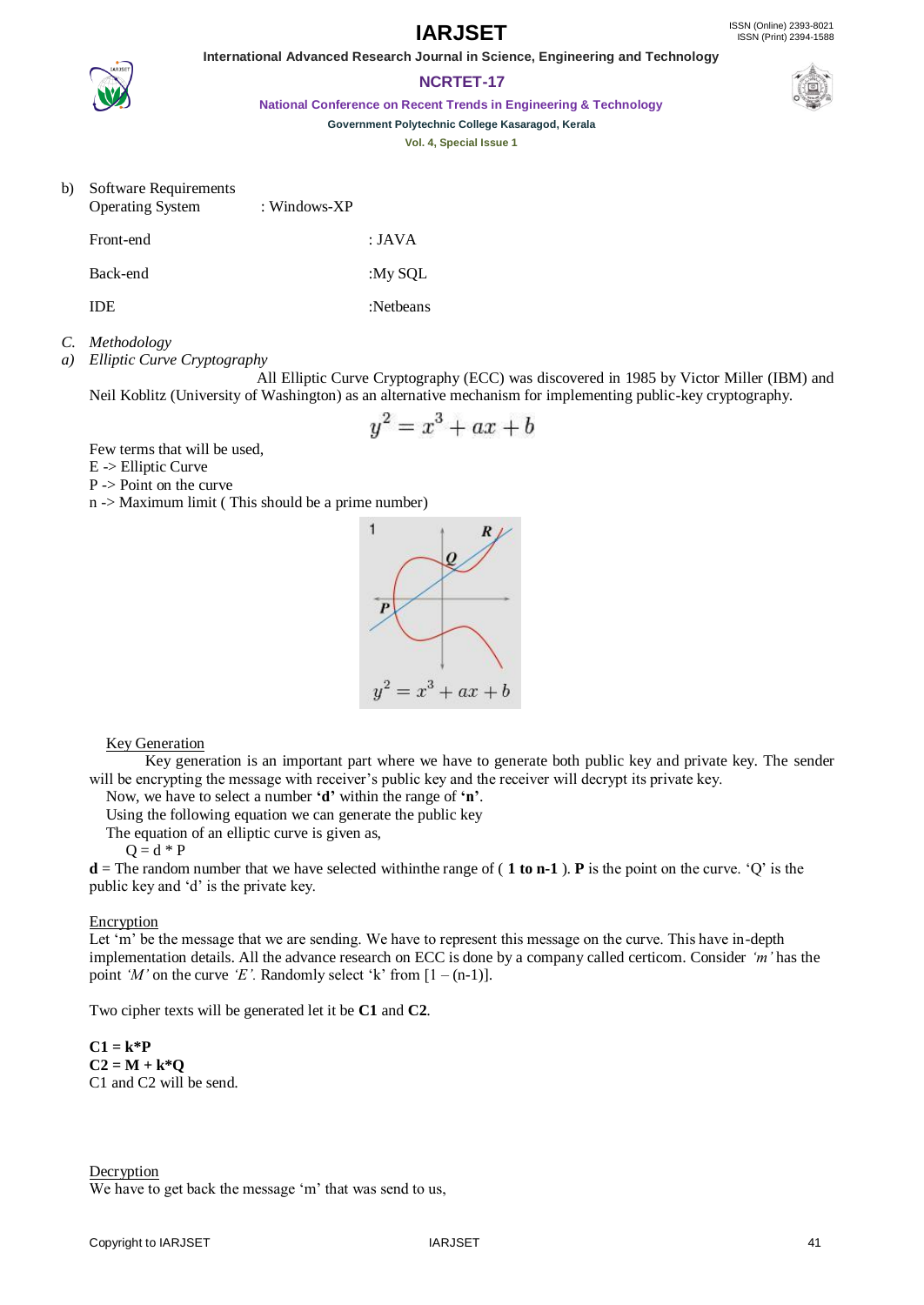b) Software Requirements

| | |
|---|---|
| Operating System | : Windows-XP |
| Front-end | : JAVA |
| Back-end | :My SQL |
| IDE | :Netbeans |

*C. Methodology*

*a) Elliptic Curve Cryptography*

All Elliptic Curve Cryptography (ECC) was discovered in 1985 by Victor Miller (IBM) and Neil Koblitz (University of Washington) as an alternative mechanism for implementing public-key cryptography.

$$y^2 = x^3 + ax + b$$

Few terms that will be used,
E -> Elliptic Curve
P -> Point on the curve
n -> Maximum limit ( This should be a prime number)

Key Generation

Key generation is an important part where we have to generate both public key and private key. The sender will be encrypting the message with receiver's public key and the receiver will decrypt its private key.

Now, we have to select a number **'d'** within the range of **'n'**.

Using the following equation we can generate the public key

The equation of an elliptic curve is given as,

Q = d * P

**d** = The random number that we have selected withinthe range of ( **1 to n-1** ). **P** is the point on the curve. 'Q' is the public key and 'd' is the private key.

Encryption

Let 'm' be the message that we are sending. We have to represent this message on the curve. This have in-depth implementation details. All the advance research on ECC is done by a company called certicom. Consider *'m'* has the point *'M'* on the curve *'E'*. Randomly select 'k' from [1 – (n-1)].

Two cipher texts will be generated let it be **C1** and **C2**.

**C1 = k*P**
**C2 = M + k*Q**
C1 and C2 will be send.

Decryption

We have to get back the message 'm' that was send to us,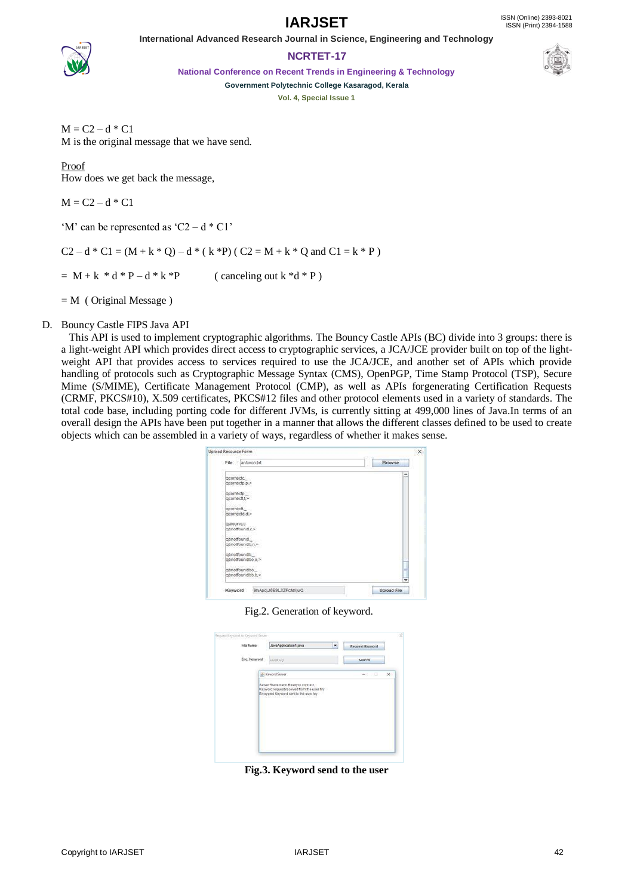$M = C2 – d * C1$

M is the original message that we have send.

<u>Proof</u>

How does we get back the message,

$M = C2 – d * C1$

'M' can be represented as '$C2 – d * C1$'

$C2 – d * C1 = (M + k * Q) – d * ( k * P)$ ( $C2 = M + k * Q$ and $C1 = k * P$ )

$= M + k * d * P – d * k * P$ ( canceling out $k * d * P$ )

$= M$ ( Original Message )

D. Bouncy Castle FIPS Java API

This API is used to implement cryptographic algorithms. The Bouncy Castle APIs (BC) divide into 3 groups: there is a light-weight API which provides direct access to cryptographic services, a JCA/JCE provider built on top of the light-weight API that provides access to services required to use the JCA/JCE, and another set of APIs which provide handling of protocols such as Cryptographic Message Syntax (CMS), OpenPGP, Time Stamp Protocol (TSP), Secure Mime (S/MIME), Certificate Management Protocol (CMP), as well as APIs forgenerating Certification Requests (CRMF, PKCS#10), X.509 certificates, PKCS#12 files and other protocol elements used in a variety of standards. The total code base, including porting code for different JVMs, is currently sitting at 499,000 lines of Java.In terms of an overall design the APIs have been put together in a manner that allows the different classes defined to be used to create objects which can be assembled in a variety of ways, regardless of whether it makes sense.

Fig.2. Generation of keyword.

**Fig.3. Keyword send to the user**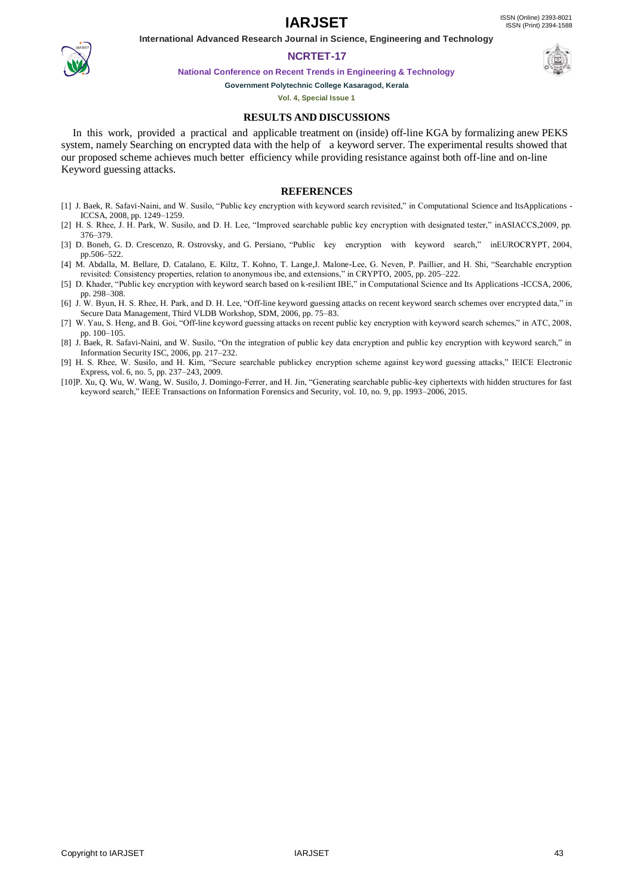## RESULTS AND DISCUSSIONS

In this work, provided a practical and applicable treatment on (inside) off-line KGA by formalizing anew PEKS system, namely Searching on encrypted data with the help of a keyword server. The experimental results showed that our proposed scheme achieves much better efficiency while providing resistance against both off-line and on-line Keyword guessing attacks.

## REFERENCES

[1] J. Baek, R. Safavi-Naini, and W. Susilo, "Public key encryption with keyword search revisited," in Computational Science and ItsApplications - ICCSA, 2008, pp. 1249–1259.

[2] H. S. Rhee, J. H. Park, W. Susilo, and D. H. Lee, "Improved searchable public key encryption with designated tester," inASIACCS,2009, pp. 376–379.

[3] D. Boneh, G. D. Crescenzo, R. Ostrovsky, and G. Persiano, "Public key encryption with keyword search," inEUROCRYPT, 2004, pp.506–522.

[4] M. Abdalla, M. Bellare, D. Catalano, E. Kiltz, T. Kohno, T. Lange,J. Malone-Lee, G. Neven, P. Paillier, and H. Shi, "Searchable encryption revisited: Consistency properties, relation to anonymous ibe, and extensions," in CRYPTO, 2005, pp. 205–222.

[5] D. Khader, "Public key encryption with keyword search based on k-resilient IBE," in Computational Science and Its Applications -ICCSA, 2006, pp. 298–308.

[6] J. W. Byun, H. S. Rhee, H. Park, and D. H. Lee, "Off-line keyword guessing attacks on recent keyword search schemes over encrypted data," in Secure Data Management, Third VLDB Workshop, SDM, 2006, pp. 75–83.

[7] W. Yau, S. Heng, and B. Goi, "Off-line keyword guessing attacks on recent public key encryption with keyword search schemes," in ATC, 2008, pp. 100–105.

[8] J. Baek, R. Safavi-Naini, and W. Susilo, "On the integration of public key data encryption and public key encryption with keyword search," in Information Security ISC, 2006, pp. 217–232.

[9] H. S. Rhee, W. Susilo, and H. Kim, "Secure searchable publickey encryption scheme against keyword guessing attacks," IEICE Electronic Express, vol. 6, no. 5, pp. 237–243, 2009.

[10]P. Xu, Q. Wu, W. Wang, W. Susilo, J. Domingo-Ferrer, and H. Jin, "Generating searchable public-key ciphertexts with hidden structures for fast keyword search," IEEE Transactions on Information Forensics and Security, vol. 10, no. 9, pp. 1993–2006, 2015.